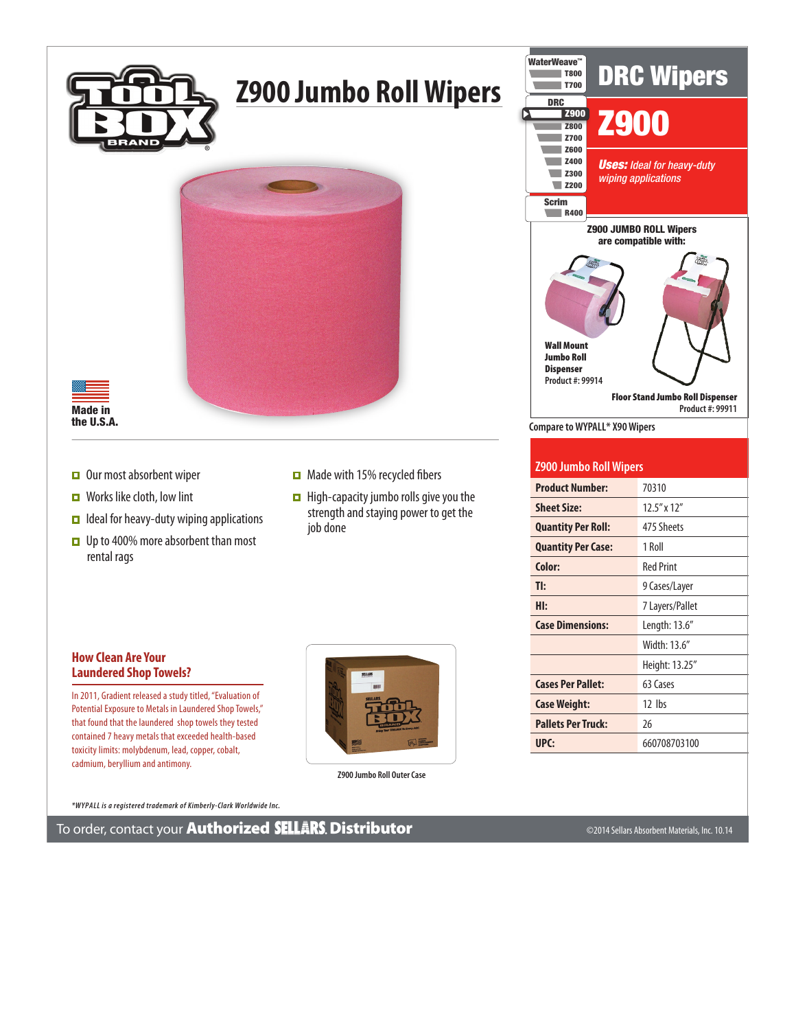# Z900 Jumbo Roll Wipers

Made in the U.S.A.

WaterWeave™
- T800
- T700

DRC
- Z900
- Z800
- Z700
- Z600
- Z400
- Z300
- Z200

Scrim
- R400

## DRC Wipers

## Z900

***Uses:*** *Ideal for heavy-duty wiping applications*

**Z900 JUMBO ROLL Wipers are compatible with:**

**Wall Mount Jumbo Roll Dispenser**
Product #: 99914

**Floor Stand Jumbo Roll Dispenser**
Product #: 99911

Compare to WYPALL* X90 Wipers

- Our most absorbent wiper
- Works like cloth, low lint
- Ideal for heavy-duty wiping applications
- Up to 400% more absorbent than most rental rags
- Made with 15% recycled fibers
- High-capacity jumbo rolls give you the strength and staying power to get the job done

| Z900 Jumbo Roll Wipers | |
|---|---|
| **Product Number:** | 70310 |
| **Sheet Size:** | 12.5" x 12" |
| **Quantity Per Roll:** | 475 Sheets |
| **Quantity Per Case:** | 1 Roll |
| **Color:** | Red Print |
| **TI:** | 9 Cases/Layer |
| **HI:** | 7 Layers/Pallet |
| **Case Dimensions:** | Length: 13.6" |
| | Width: 13.6" |
| | Height: 13.25" |
| **Cases Per Pallet:** | 63 Cases |
| **Case Weight:** | 12 lbs |
| **Pallets Per Truck:** | 26 |
| **UPC:** | 660708703100 |

### How Clean Are Your Laundered Shop Towels?

In 2011, Gradient released a study titled, "Evaluation of Potential Exposure to Metals in Laundered Shop Towels," that found that the laundered shop towels they tested contained 7 heavy metals that exceeded health-based toxicity limits: molybdenum, lead, copper, cobalt, cadmium, beryllium and antimony.

Z900 Jumbo Roll Outer Case

*\*WYPALL is a registered trademark of Kimberly-Clark Worldwide Inc.*

To order, contact your **Authorized SELLARS Distributor**

©2014 Sellars Absorbent Materials, Inc. 10.14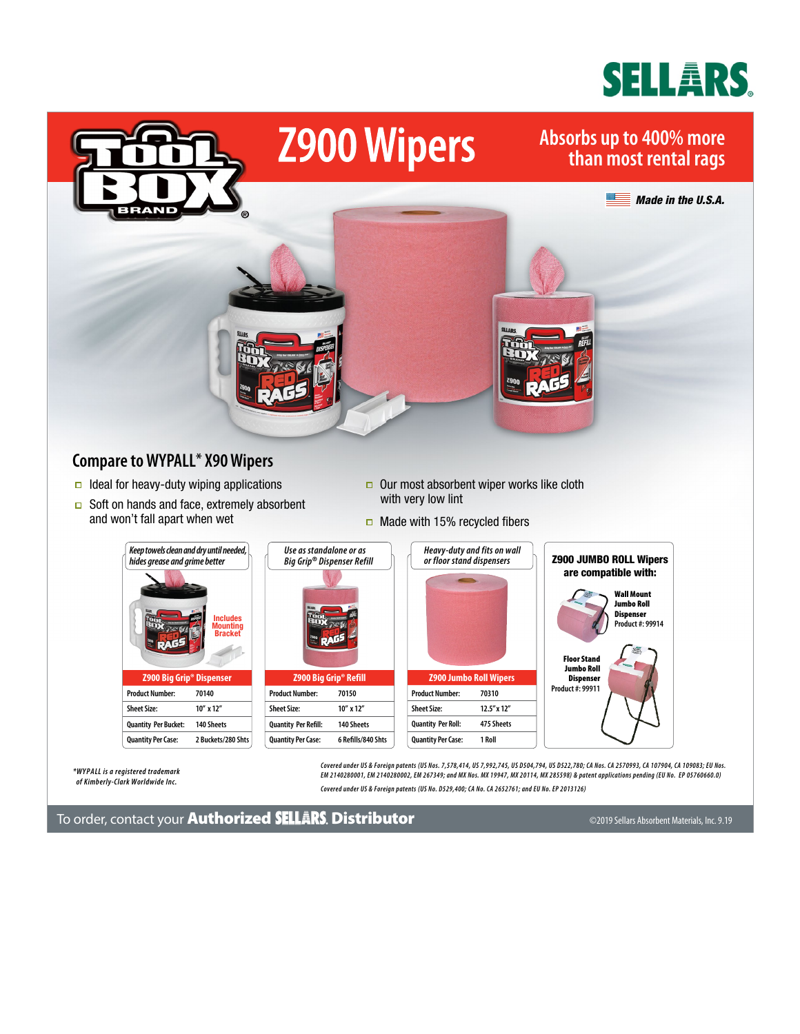SELLARS

TOOL BOX BRAND®

# Z900 Wipers

**Absorbs up to 400% more than most rental rags**

***Made in the U.S.A.***

## Compare to WYPALL* X90 Wipers

- Ideal for heavy-duty wiping applications
- Soft on hands and face, extremely absorbent and won't fall apart when wet
- Our most absorbent wiper works like cloth with very low lint
- Made with 15% recycled fibers

*Keep towels clean and dry until needed, hides grease and grime better*

Includes Mounting Bracket

**Z900 Big Grip® Dispenser**

| | |
|---|---|
| Product Number: | 70140 |
| Sheet Size: | 10" x 12" |
| Quantity Per Bucket: | 140 Sheets |
| Quantity Per Case: | 2 Buckets/280 Shts |

*Use as standalone or as Big Grip® Dispenser Refill*

**Z900 Big Grip® Refill**

| | |
|---|---|
| Product Number: | 70150 |
| Sheet Size: | 10" x 12" |
| Quantity Per Refill: | 140 Sheets |
| Quantity Per Case: | 6 Refills/840 Shts |

*Heavy-duty and fits on wall or floor stand dispensers*

**Z900 Jumbo Roll Wipers**

| | |
|---|---|
| Product Number: | 70310 |
| Sheet Size: | 12.5"x 12" |
| Quantity Per Roll: | 475 Sheets |
| Quantity Per Case: | 1 Roll |

**Z900 JUMBO ROLL Wipers are compatible with:**

**Wall Mount Jumbo Roll Dispenser** Product #: 99914

**Floor Stand Jumbo Roll Dispenser** Product #: 99911

*\*WYPALL is a registered trademark of Kimberly-Clark Worldwide Inc.*

*Covered under US & Foreign patents (US Nos. 7,578,414, US 7,992,745, US D504,794, US D522,780; CA Nos. CA 2570993, CA 107904, CA 109083; EU Nos. EM 2140280001, EM 2140280002, EM 267349; and MX Nos. MX 19947, MX 20114, MX 285598) & patent applications pending (EU No. EP 05760660.0)*

*Covered under US & Foreign patents (US No. D529,400; CA No. CA 2652761; and EU No. EP 2013126)*

To order, contact your **Authorized SELLARS Distributor**

©2019 Sellars Absorbent Materials, Inc. 9.19